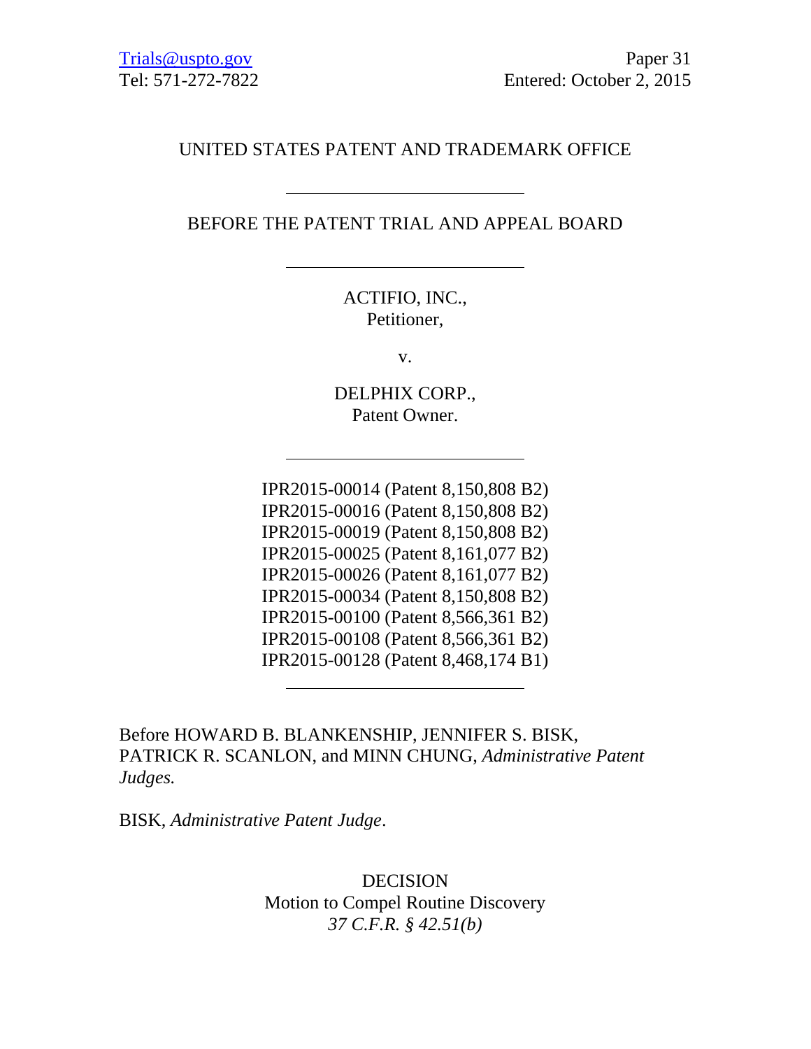Trials@uspto.gov
Tel: 571-272-7822

Paper 31
Entered: October 2, 2015

UNITED STATES PATENT AND TRADEMARK OFFICE

---

BEFORE THE PATENT TRIAL AND APPEAL BOARD

---

ACTIFIO, INC.,
Petitioner,

v.

DELPHIX CORP.,
Patent Owner.

---

IPR2015-00014 (Patent 8,150,808 B2)
IPR2015-00016 (Patent 8,150,808 B2)
IPR2015-00019 (Patent 8,150,808 B2)
IPR2015-00025 (Patent 8,161,077 B2)
IPR2015-00026 (Patent 8,161,077 B2)
IPR2015-00034 (Patent 8,150,808 B2)
IPR2015-00100 (Patent 8,566,361 B2)
IPR2015-00108 (Patent 8,566,361 B2)
IPR2015-00128 (Patent 8,468,174 B1)

---

Before HOWARD B. BLANKENSHIP, JENNIFER S. BISK, PATRICK R. SCANLON, and MINN CHUNG, *Administrative Patent Judges.*

BISK, *Administrative Patent Judge*.

DECISION
Motion to Compel Routine Discovery
*37 C.F.R. § 42.51(b)*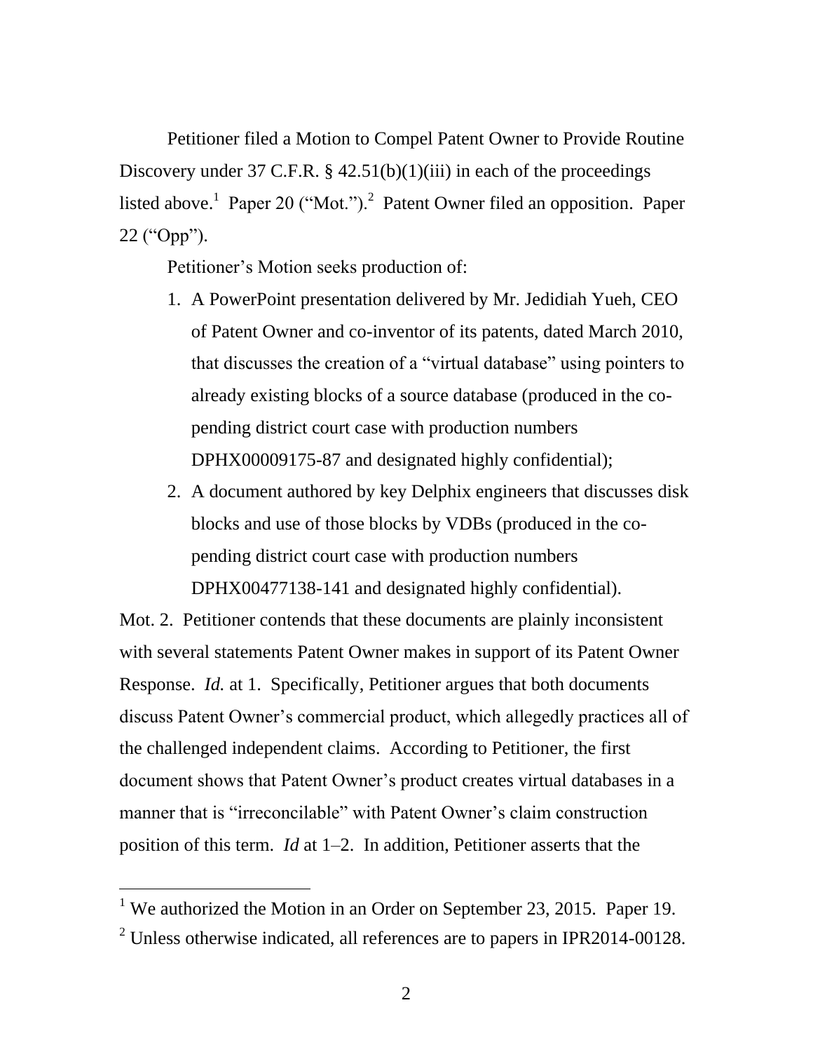Petitioner filed a Motion to Compel Patent Owner to Provide Routine Discovery under 37 C.F.R. § 42.51(b)(1)(iii) in each of the proceedings listed above.[1] Paper 20 ("Mot.").[2] Patent Owner filed an opposition. Paper 22 ("Opp").

Petitioner's Motion seeks production of:

1. A PowerPoint presentation delivered by Mr. Jedidiah Yueh, CEO of Patent Owner and co-inventor of its patents, dated March 2010, that discusses the creation of a "virtual database" using pointers to already existing blocks of a source database (produced in the co-pending district court case with production numbers DPHX00009175-87 and designated highly confidential);
2. A document authored by key Delphix engineers that discusses disk blocks and use of those blocks by VDBs (produced in the co-pending district court case with production numbers DPHX00477138-141 and designated highly confidential).

Mot. 2. Petitioner contends that these documents are plainly inconsistent with several statements Patent Owner makes in support of its Patent Owner Response. *Id.* at 1. Specifically, Petitioner argues that both documents discuss Patent Owner's commercial product, which allegedly practices all of the challenged independent claims. According to Petitioner, the first document shows that Patent Owner's product creates virtual databases in a manner that is "irreconcilable" with Patent Owner's claim construction position of this term. *Id* at 1–2. In addition, Petitioner asserts that the

[1] We authorized the Motion in an Order on September 23, 2015. Paper 19.

[2] Unless otherwise indicated, all references are to papers in IPR2014-00128.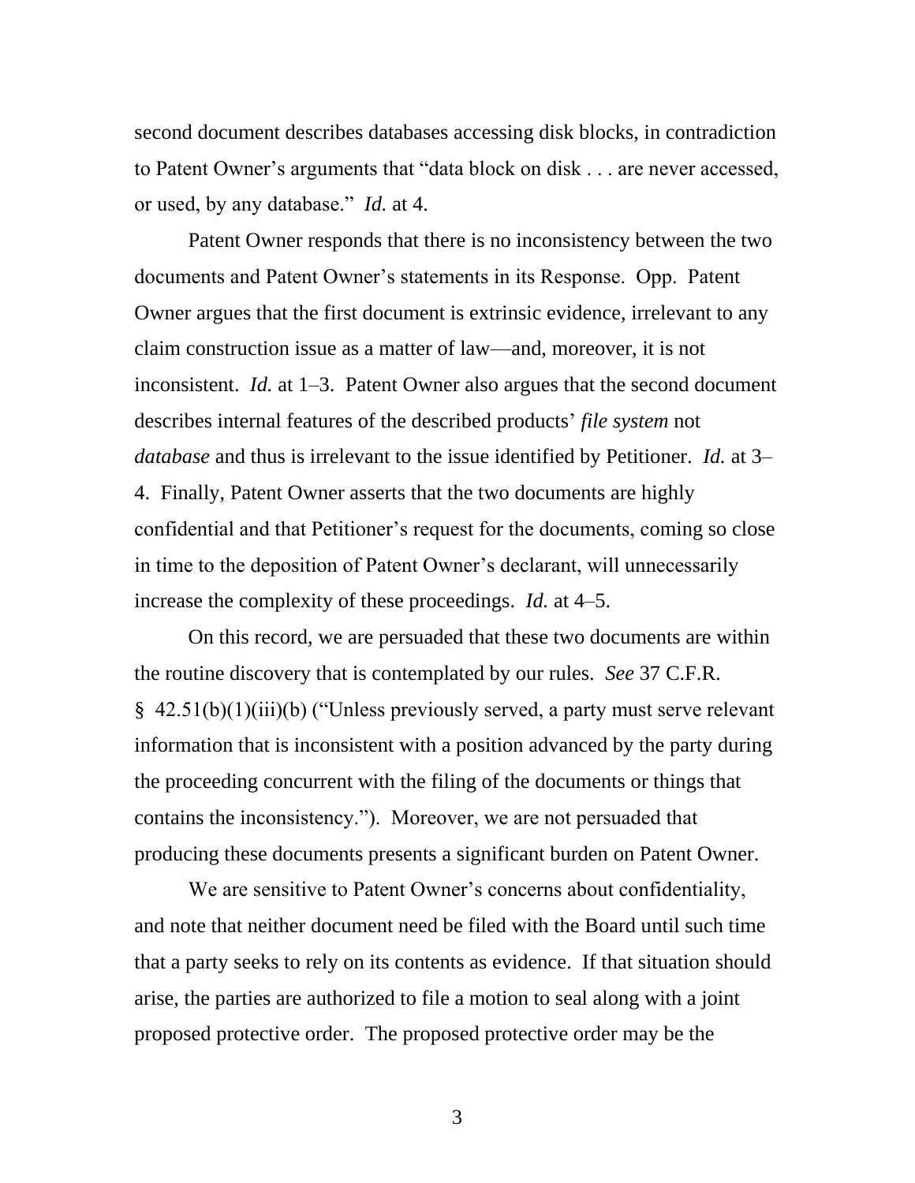second document describes databases accessing disk blocks, in contradiction to Patent Owner's arguments that "data block on disk . . . are never accessed, or used, by any database." *Id.* at 4.

Patent Owner responds that there is no inconsistency between the two documents and Patent Owner's statements in its Response. Opp. Patent Owner argues that the first document is extrinsic evidence, irrelevant to any claim construction issue as a matter of law—and, moreover, it is not inconsistent. *Id.* at 1–3. Patent Owner also argues that the second document describes internal features of the described products' *file system* not *database* and thus is irrelevant to the issue identified by Petitioner. *Id.* at 3–4. Finally, Patent Owner asserts that the two documents are highly confidential and that Petitioner's request for the documents, coming so close in time to the deposition of Patent Owner's declarant, will unnecessarily increase the complexity of these proceedings. *Id.* at 4–5.

On this record, we are persuaded that these two documents are within the routine discovery that is contemplated by our rules. *See* 37 C.F.R. § 42.51(b)(1)(iii)(b) ("Unless previously served, a party must serve relevant information that is inconsistent with a position advanced by the party during the proceeding concurrent with the filing of the documents or things that contains the inconsistency."). Moreover, we are not persuaded that producing these documents presents a significant burden on Patent Owner.

We are sensitive to Patent Owner's concerns about confidentiality, and note that neither document need be filed with the Board until such time that a party seeks to rely on its contents as evidence. If that situation should arise, the parties are authorized to file a motion to seal along with a joint proposed protective order. The proposed protective order may be the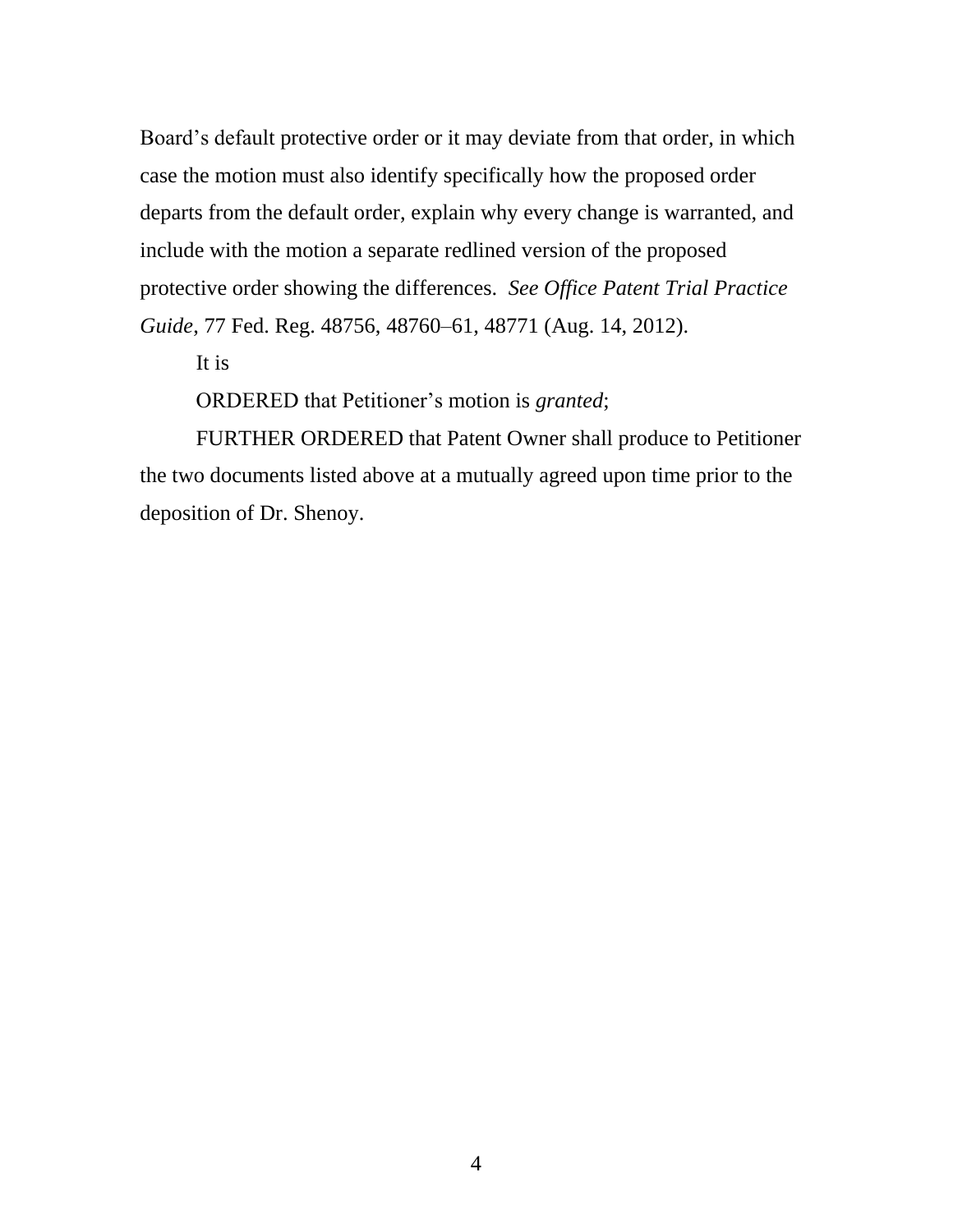Board's default protective order or it may deviate from that order, in which case the motion must also identify specifically how the proposed order departs from the default order, explain why every change is warranted, and include with the motion a separate redlined version of the proposed protective order showing the differences. *See Office Patent Trial Practice Guide*, 77 Fed. Reg. 48756, 48760–61, 48771 (Aug. 14, 2012).

It is

ORDERED that Petitioner's motion is *granted*;

FURTHER ORDERED that Patent Owner shall produce to Petitioner the two documents listed above at a mutually agreed upon time prior to the deposition of Dr. Shenoy.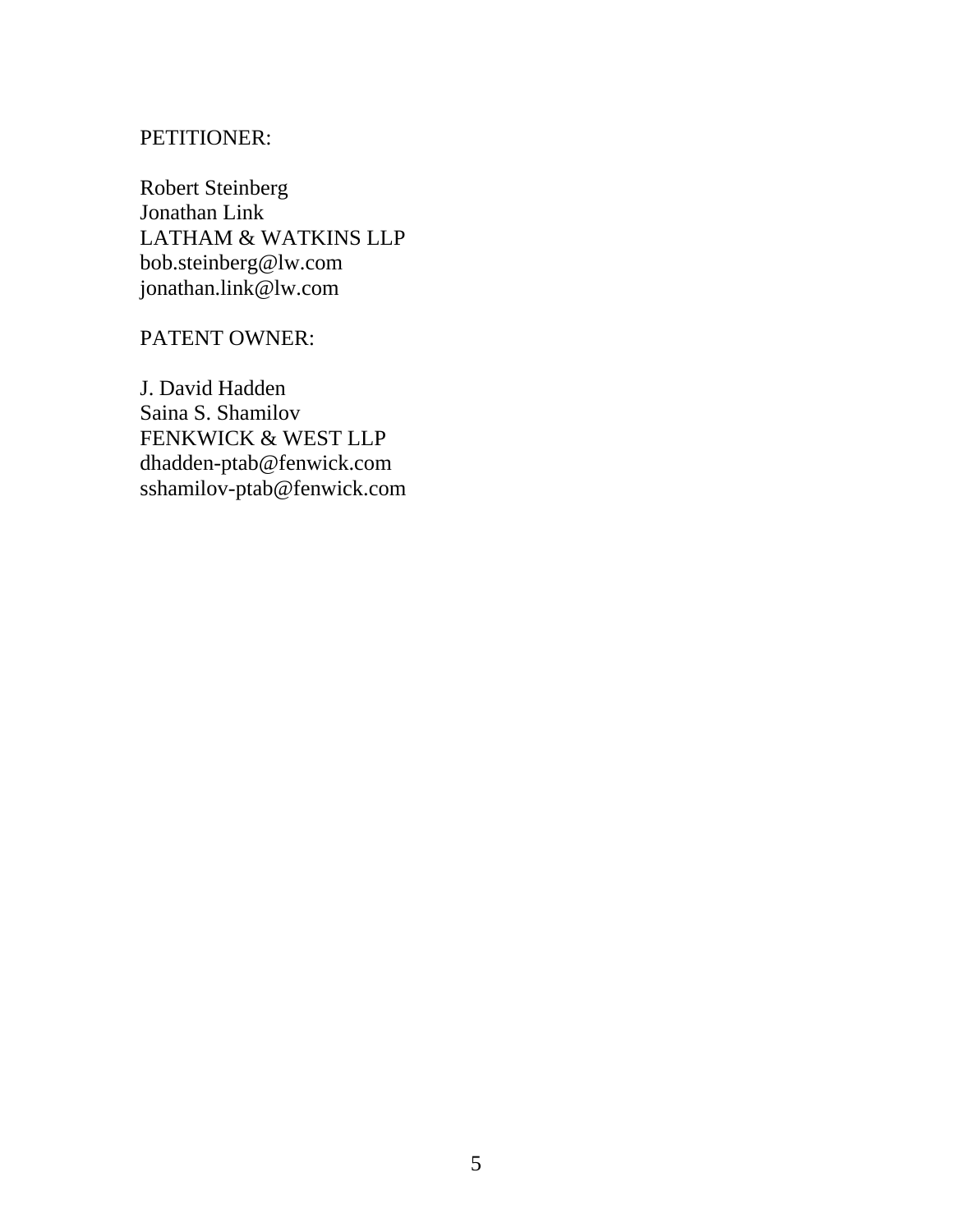PETITIONER:

Robert Steinberg
Jonathan Link
LATHAM & WATKINS LLP
bob.steinberg@lw.com
jonathan.link@lw.com

PATENT OWNER:

J. David Hadden
Saina S. Shamilov
FENKWICK & WEST LLP
dhadden-ptab@fenwick.com
sshamilov-ptab@fenwick.com